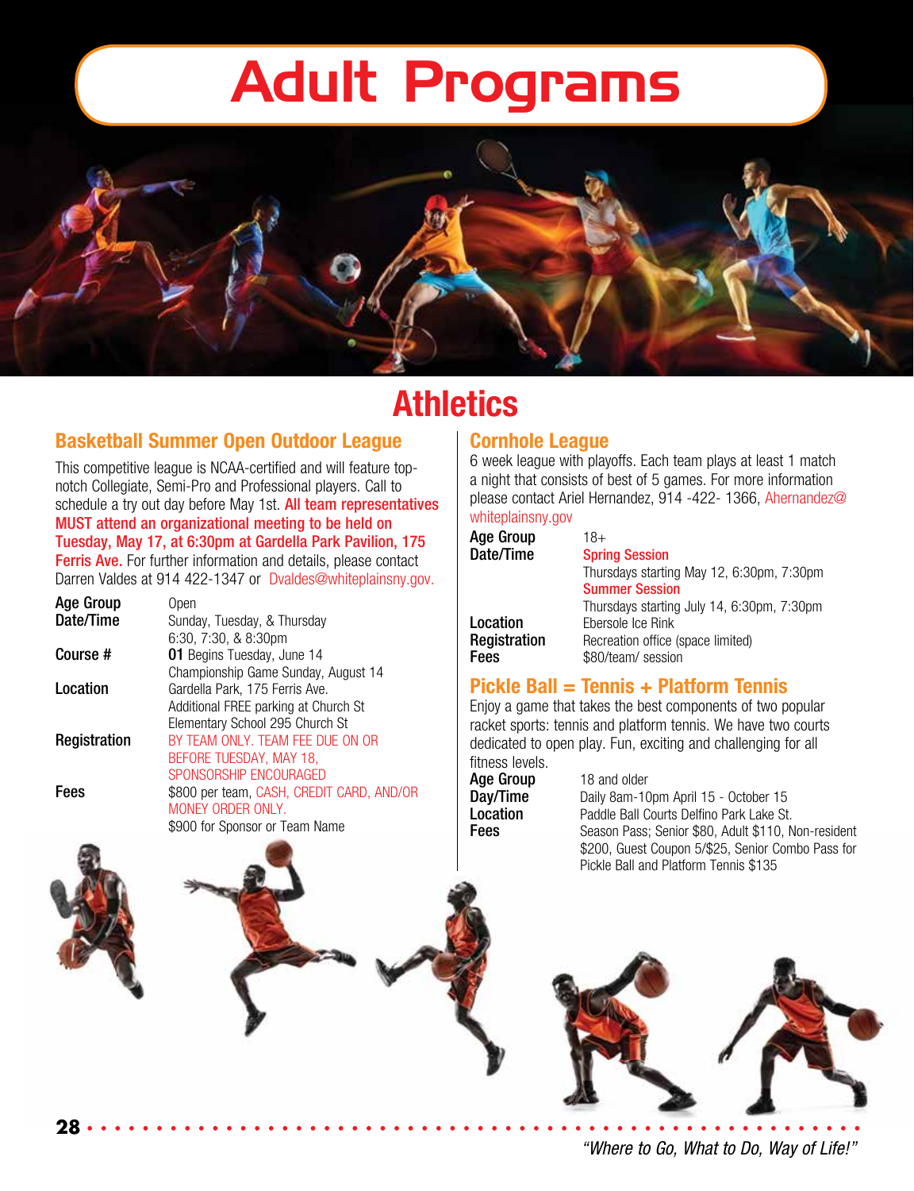# Adult Programs

## Athletics

### Basketball Summer Open Outdoor League

This competitive league is NCAA-certified and will feature top-notch Collegiate, Semi-Pro and Professional players. Call to schedule a try out day before May 1st. **All team representatives MUST attend an organizational meeting to be held on Tuesday, May 17, at 6:30pm at Gardella Park Pavilion, 175 Ferris Ave.** For further information and details, please contact Darren Valdes at 914 422-1347 or Dvaldes@whiteplainsny.gov.

**Age Group** Open

**Date/Time** Sunday, Tuesday, & Thursday
6:30, 7:30, & 8:30pm

**Course #** **01** Begins Tuesday, June 14
Championship Game Sunday, August 14

**Location** Gardella Park, 175 Ferris Ave.
Additional FREE parking at Church St Elementary School 295 Church St

**Registration** BY TEAM ONLY. TEAM FEE DUE ON OR BEFORE TUESDAY, MAY 18, SPONSORSHIP ENCOURAGED

**Fees** $800 per team, CASH, CREDIT CARD, AND/OR MONEY ORDER ONLY.
$900 for Sponsor or Team Name

### Cornhole League

6 week league with playoffs. Each team plays at least 1 match a night that consists of best of 5 games. For more information please contact Ariel Hernandez, 914 -422- 1366, Ahernandez@whiteplainsny.gov

**Age Group** 18+

**Date/Time** **Spring Session**
Thursdays starting May 12, 6:30pm, 7:30pm
**Summer Session**
Thursdays starting July 14, 6:30pm, 7:30pm

**Location** Ebersole Ice Rink

**Registration** Recreation office (space limited)

**Fees** $80/team/ session

### Pickle Ball = Tennis + Platform Tennis

Enjoy a game that takes the best components of two popular racket sports: tennis and platform tennis. We have two courts dedicated to open play. Fun, exciting and challenging for all fitness levels.

**Age Group** 18 and older

**Day/Time** Daily 8am-10pm April 15 - October 15

**Location** Paddle Ball Courts Delfino Park Lake St.

**Fees** Season Pass; Senior $80, Adult $110, Non-resident $200, Guest Coupon 5/$25, Senior Combo Pass for Pickle Ball and Platform Tennis $135

*"Where to Go, What to Do, Way of Life!"*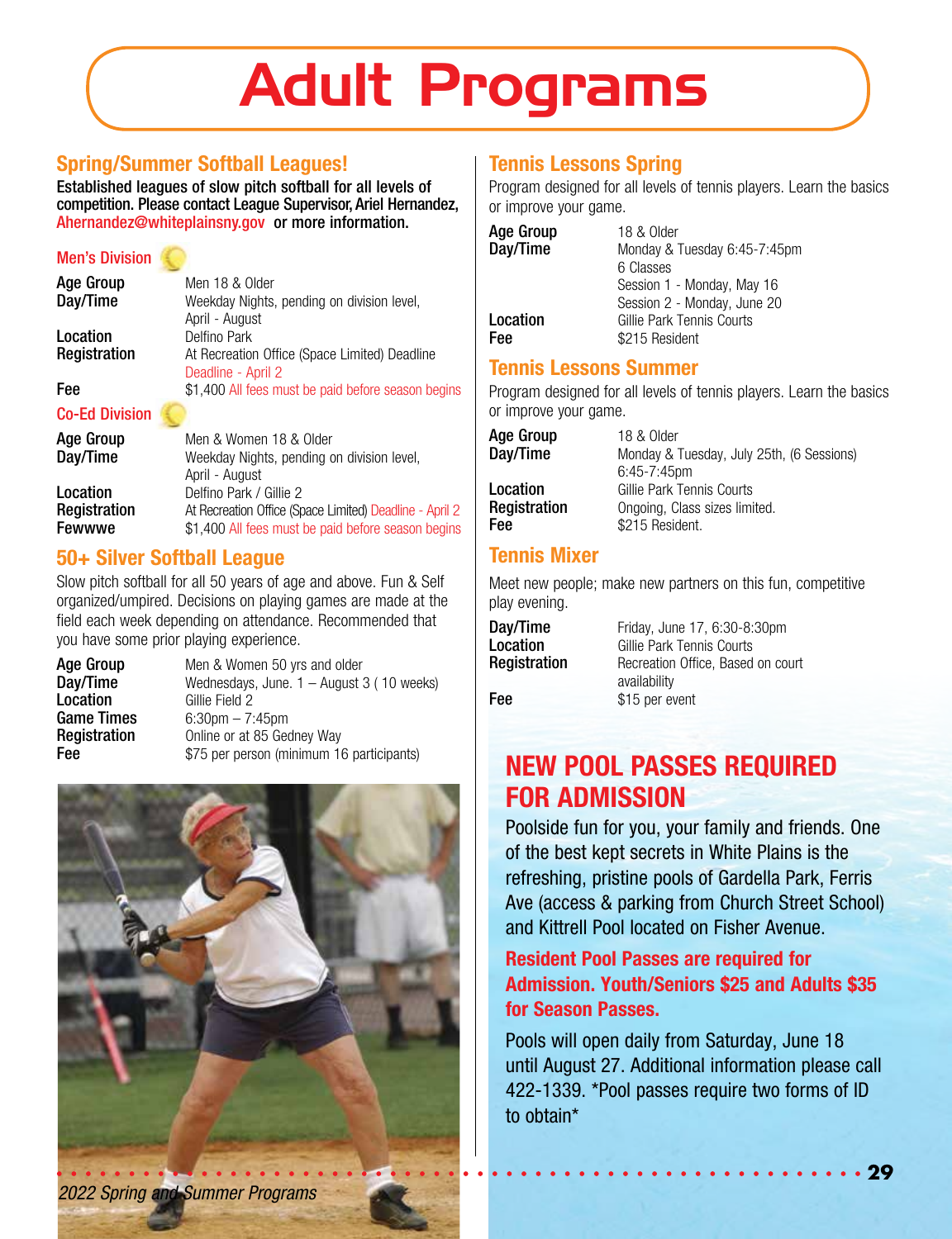# Adult Programs

## Spring/Summer Softball Leagues!

**Established leagues of slow pitch softball for all levels of competition. Please contact League Supervisor, Ariel Hernandez, Ahernandez@whiteplainsny.gov or more information.**

### Men's Division

| | |
|---|---|
| **Age Group** | Men 18 & Older |
| **Day/Time** | Weekday Nights, pending on division level, April - August |
| **Location** | Delfino Park |
| **Registration** | At Recreation Office (Space Limited) Deadline Deadline - April 2 |
| **Fee** | $1,400 All fees must be paid before season begins |

### Co-Ed Division

| | |
|---|---|
| **Age Group** | Men & Women 18 & Older |
| **Day/Time** | Weekday Nights, pending on division level, April - August |
| **Location** | Delfino Park / Gillie 2 |
| **Registration** | At Recreation Office (Space Limited) Deadline - April 2 |
| **Fewwwe** | $1,400 All fees must be paid before season begins |

## 50+ Silver Softball League

Slow pitch softball for all 50 years of age and above. Fun & Self organized/umpired. Decisions on playing games are made at the field each week depending on attendance. Recommended that you have some prior playing experience.

| | |
|---|---|
| **Age Group** | Men & Women 50 yrs and older |
| **Day/Time** | Wednesdays, June. 1 – August 3 ( 10 weeks) |
| **Location** | Gillie Field 2 |
| **Game Times** | 6:30pm – 7:45pm |
| **Registration** | Online or at 85 Gedney Way |
| **Fee** | $75 per person (minimum 16 participants) |

## Tennis Lessons Spring

Program designed for all levels of tennis players. Learn the basics or improve your game.

| | |
|---|---|
| **Age Group** | 18 & Older |
| **Day/Time** | Monday & Tuesday 6:45-7:45pm<br>6 Classes<br>Session 1 - Monday, May 16<br>Session 2 - Monday, June 20 |
| **Location** | Gillie Park Tennis Courts |
| **Fee** | $215 Resident |

## Tennis Lessons Summer

Program designed for all levels of tennis players. Learn the basics or improve your game.

| | |
|---|---|
| **Age Group** | 18 & Older |
| **Day/Time** | Monday & Tuesday, July 25th, (6 Sessions) 6:45-7:45pm |
| **Location** | Gillie Park Tennis Courts |
| **Registration** | Ongoing, Class sizes limited. |
| **Fee** | $215 Resident. |

## Tennis Mixer

Meet new people; make new partners on this fun, competitive play evening.

| | |
|---|---|
| **Day/Time** | Friday, June 17, 6:30-8:30pm |
| **Location** | Gillie Park Tennis Courts |
| **Registration** | Recreation Office, Based on court availability |
| **Fee** | $15 per event |

## NEW POOL PASSES REQUIRED FOR ADMISSION

Poolside fun for you, your family and friends. One of the best kept secrets in White Plains is the refreshing, pristine pools of Gardella Park, Ferris Ave (access & parking from Church Street School) and Kittrell Pool located on Fisher Avenue.

**Resident Pool Passes are required for Admission. Youth/Seniors $25 and Adults $35 for Season Passes.**

Pools will open daily from Saturday, June 18 until August 27. Additional information please call 422-1339. *Pool passes require two forms of ID to obtain*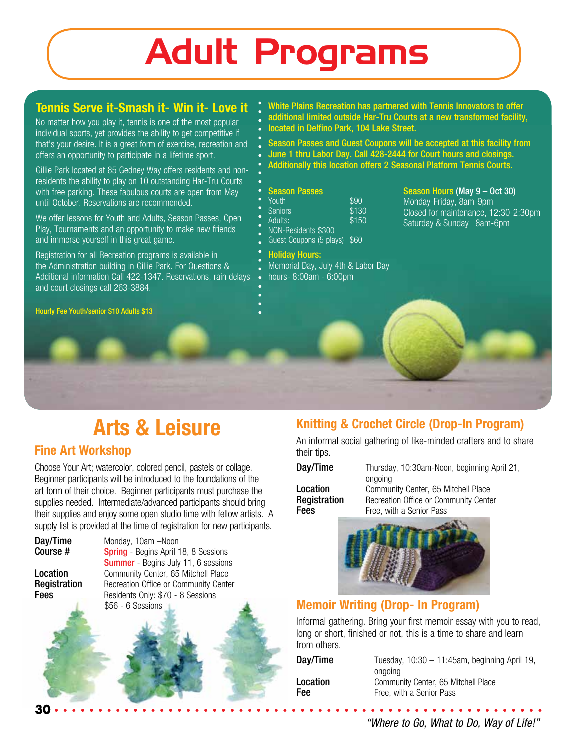# Adult Programs

## Tennis Serve it-Smash it- Win it- Love it

No matter how you play it, tennis is one of the most popular individual sports, yet provides the ability to get competitive if that's your desire. It is a great form of exercise, recreation and offers an opportunity to participate in a lifetime sport.

Gillie Park located at 85 Gedney Way offers residents and non-residents the ability to play on 10 outstanding Har-Tru Courts with free parking. These fabulous courts are open from May until October. Reservations are recommended.

We offer lessons for Youth and Adults, Season Passes, Open Play, Tournaments and an opportunity to make new friends and immerse yourself in this great game.

Registration for all Recreation programs is available in the Administration building in Gillie Park. For Questions & Additional information Call 422-1347. Reservations, rain delays and court closings call 263-3884.

**Hourly Fee Youth/senior $10 Adults $13**

**White Plains Recreation has partnered with Tennis Innovators to offer additional limited outside Har-Tru Courts at a new transformed facility, located in Delfino Park, 104 Lake Street.**

**Season Passes and Guest Coupons will be accepted at this facility from June 1 thru Labor Day. Call 428-2444 for Court hours and closings. Additionally this location offers 2 Seasonal Platform Tennis Courts.**

**Season Passes**

| | |
|---|---|
| Youth | $90 |
| Seniors | $130 |
| Adults: | $150 |
| NON-Residents | $300 |
| Guest Coupons (5 plays) | $60 |

**Holiday Hours:**
Memorial Day, July 4th & Labor Day hours- 8:00am - 6:00pm

**Season Hours (May 9 – Oct 30)**
Monday-Friday, 8am-9pm
Closed for maintenance, 12:30-2:30pm
Saturday & Sunday 8am-6pm

## Arts & Leisure

### Fine Art Workshop

Choose Your Art; watercolor, colored pencil, pastels or collage. Beginner participants will be introduced to the foundations of the art form of their choice. Beginner participants must purchase the supplies needed. Intermediate/advanced participants should bring their supplies and enjoy some open studio time with fellow artists. A supply list is provided at the time of registration for new participants.

**Day/Time** Monday, 10am –Noon
**Course #** **Spring** - Begins April 18, 8 Sessions
**Summer** - Begins July 11, 6 sessions
**Location** Community Center, 65 Mitchell Place
**Registration** Recreation Office or Community Center
**Fees** Residents Only: $70 - 8 Sessions
$56 - 6 Sessions

### Knitting & Crochet Circle (Drop-In Program)

An informal social gathering of like-minded crafters and to share their tips.

**Day/Time** Thursday, 10:30am-Noon, beginning April 21, ongoing
**Location** Community Center, 65 Mitchell Place
**Registration** Recreation Office or Community Center
**Fees** Free, with a Senior Pass

### Memoir Writing (Drop- In Program)

Informal gathering. Bring your first memoir essay with you to read, long or short, finished or not, this is a time to share and learn from others.

**Day/Time** Tuesday, 10:30 – 11:45am, beginning April 19, ongoing
**Location** Community Center, 65 Mitchell Place
**Fee** Free, with a Senior Pass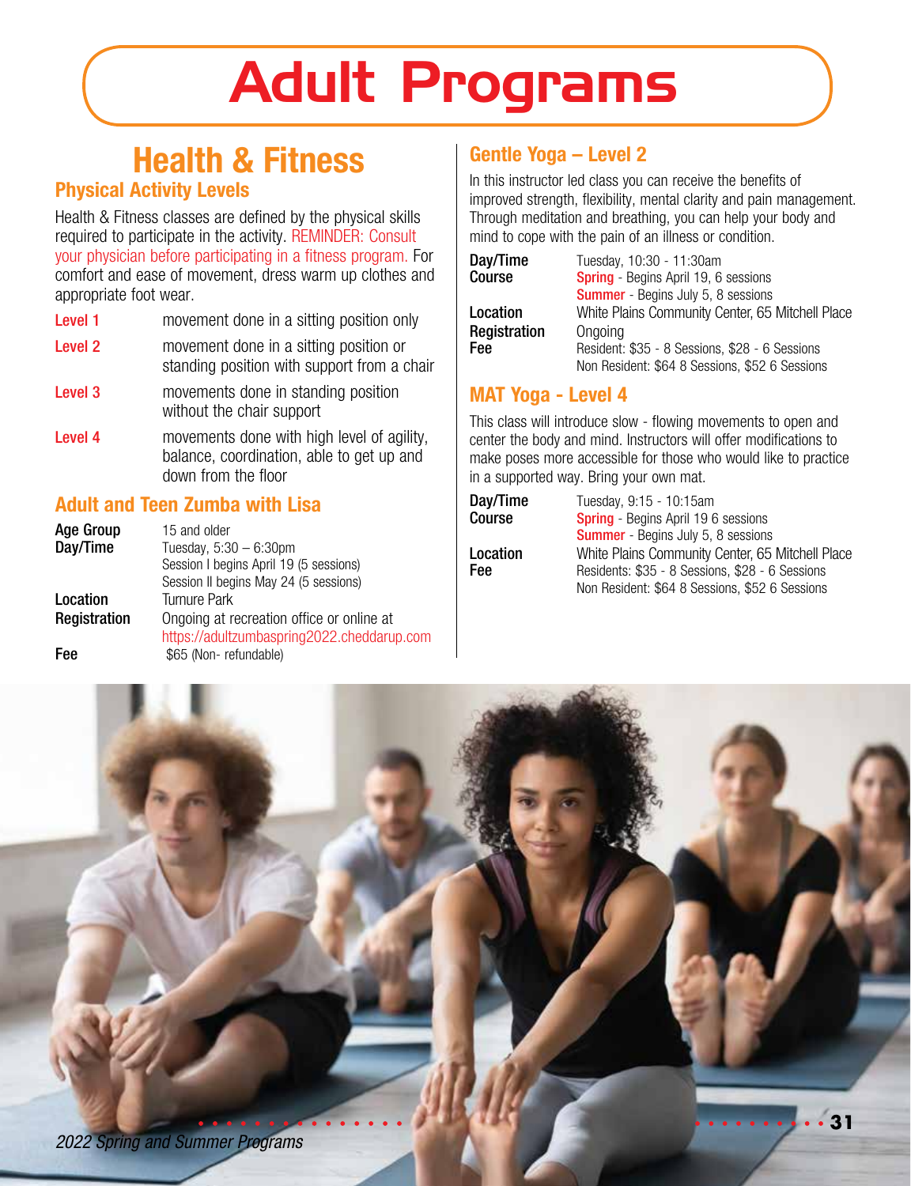# Adult Programs

## Health & Fitness

### Physical Activity Levels

Health & Fitness classes are defined by the physical skills required to participate in the activity. REMINDER: Consult your physician before participating in a fitness program. For comfort and ease of movement, dress warm up clothes and appropriate foot wear.

| | |
|---|---|
| Level 1 | movement done in a sitting position only |
| Level 2 | movement done in a sitting position or standing position with support from a chair |
| Level 3 | movements done in standing position without the chair support |
| Level 4 | movements done with high level of agility, balance, coordination, able to get up and down from the floor |

### Adult and Teen Zumba with Lisa

| | |
|---|---|
| **Age Group** | 15 and older |
| **Day/Time** | Tuesday, 5:30 – 6:30pm<br>Session I begins April 19 (5 sessions)<br>Session II begins May 24 (5 sessions) |
| **Location** | Turnure Park |
| **Registration** | Ongoing at recreation office or online at https://adultzumbaspring2022.cheddarup.com |
| **Fee** | $65 (Non- refundable) |

### Gentle Yoga – Level 2

In this instructor led class you can receive the benefits of improved strength, flexibility, mental clarity and pain management. Through meditation and breathing, you can help your body and mind to cope with the pain of an illness or condition.

| | |
|---|---|
| **Day/Time** | Tuesday, 10:30 - 11:30am |
| **Course** | **Spring** - Begins April 19, 6 sessions<br>**Summer** - Begins July 5, 8 sessions |
| **Location** | White Plains Community Center, 65 Mitchell Place |
| **Registration** | Ongoing |
| **Fee** | Resident: $35 - 8 Sessions, $28 - 6 Sessions<br>Non Resident: $64 8 Sessions, $52 6 Sessions |

### MAT Yoga - Level 4

This class will introduce slow - flowing movements to open and center the body and mind. Instructors will offer modifications to make poses more accessible for those who would like to practice in a supported way. Bring your own mat.

| | |
|---|---|
| **Day/Time** | Tuesday, 9:15 - 10:15am |
| **Course** | **Spring** - Begins April 19 6 sessions<br>**Summer** - Begins July 5, 8 sessions |
| **Location** | White Plains Community Center, 65 Mitchell Place |
| **Fee** | Residents: $35 - 8 Sessions, $28 - 6 Sessions<br>Non Resident: $64 8 Sessions, $52 6 Sessions |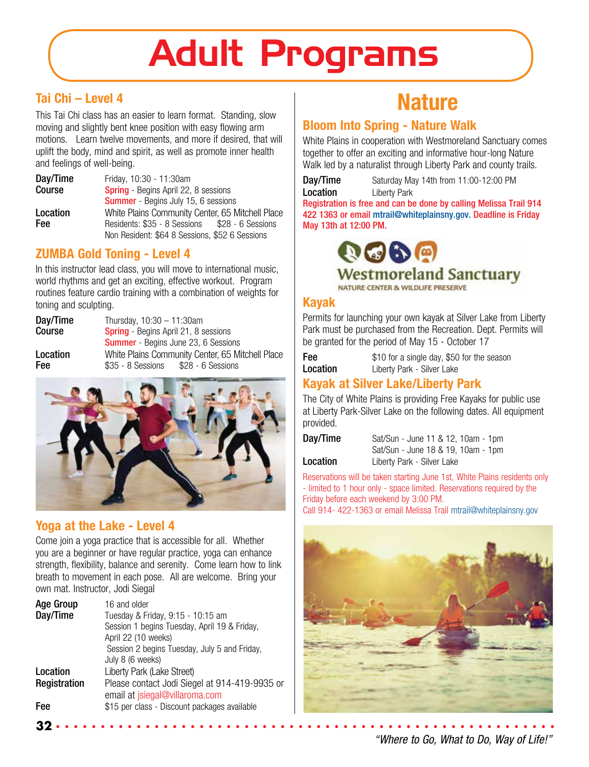# Adult Programs

## Tai Chi – Level 4

This Tai Chi class has an easier to learn format. Standing, slow moving and slightly bent knee position with easy flowing arm motions. Learn twelve movements, and more if desired, that will uplift the body, mind and spirit, as well as promote inner health and feelings of well-being.

**Day/Time** Friday, 10:30 - 11:30am
**Course** Spring - Begins April 22, 8 sessions
Summer - Begins July 15, 6 sessions
**Location** White Plains Community Center, 65 Mitchell Place
**Fee** Residents: $35 - 8 Sessions $28 - 6 Sessions
Non Resident: $64 8 Sessions, $52 6 Sessions

## ZUMBA Gold Toning - Level 4

In this instructor lead class, you will move to international music, world rhythms and get an exciting, effective workout. Program routines feature cardio training with a combination of weights for toning and sculpting.

**Day/Time** Thursday, 10:30 – 11:30am
**Course** Spring - Begins April 21, 8 sessions
Summer - Begins June 23, 6 Sessions
**Location** White Plains Community Center, 65 Mitchell Place
**Fee** $35 - 8 Sessions $28 - 6 Sessions

## Yoga at the Lake - Level 4

Come join a yoga practice that is accessible for all. Whether you are a beginner or have regular practice, yoga can enhance strength, flexibility, balance and serenity. Come learn how to link breath to movement in each pose. All are welcome. Bring your own mat. Instructor, Jodi Siegal

**Age Group** 16 and older
**Day/Time** Tuesday & Friday, 9:15 - 10:15 am
Session 1 begins Tuesday, April 19 & Friday, April 22 (10 weeks)
Session 2 begins Tuesday, July 5 and Friday, July 8 (6 weeks)
**Location** Liberty Park (Lake Street)
**Registration** Please contact Jodi Siegel at 914-419-9935 or email at jsiegal@villaroma.com
**Fee** $15 per class - Discount packages available

# Nature

## Bloom Into Spring - Nature Walk

White Plains in cooperation with Westmoreland Sanctuary comes together to offer an exciting and informative hour-long Nature Walk led by a naturalist through Liberty Park and county trails.

**Day/Time** Saturday May 14th from 11:00-12:00 PM
**Location** Liberty Park

**Registration is free and can be done by calling Melissa Trail 914 422 1363 or email mtrail@whiteplainsny.gov. Deadline is Friday May 13th at 12:00 PM.**

Westmoreland Sanctuary
NATURE CENTER & WILDLIFE PRESERVE

## Kayak

Permits for launching your own kayak at Silver Lake from Liberty Park must be purchased from the Recreation. Dept. Permits will be granted for the period of May 15 - October 17

**Fee** $10 for a single day, $50 for the season
**Location** Liberty Park - Silver Lake

## Kayak at Silver Lake/Liberty Park

The City of White Plains is providing Free Kayaks for public use at Liberty Park-Silver Lake on the following dates. All equipment provided.

**Day/Time** Sat/Sun - June 11 & 12, 10am - 1pm
Sat/Sun - June 18 & 19, 10am - 1pm
**Location** Liberty Park - Silver Lake

Reservations will be taken starting June 1st, White Plains residents only - limited to 1 hour only - space limited. Reservations required by the Friday before each weekend by 3:00 PM.
Call 914- 422-1363 or email Melissa Trail mtrail@whiteplainsny.gov

*"Where to Go, What to Do, Way of Life!"*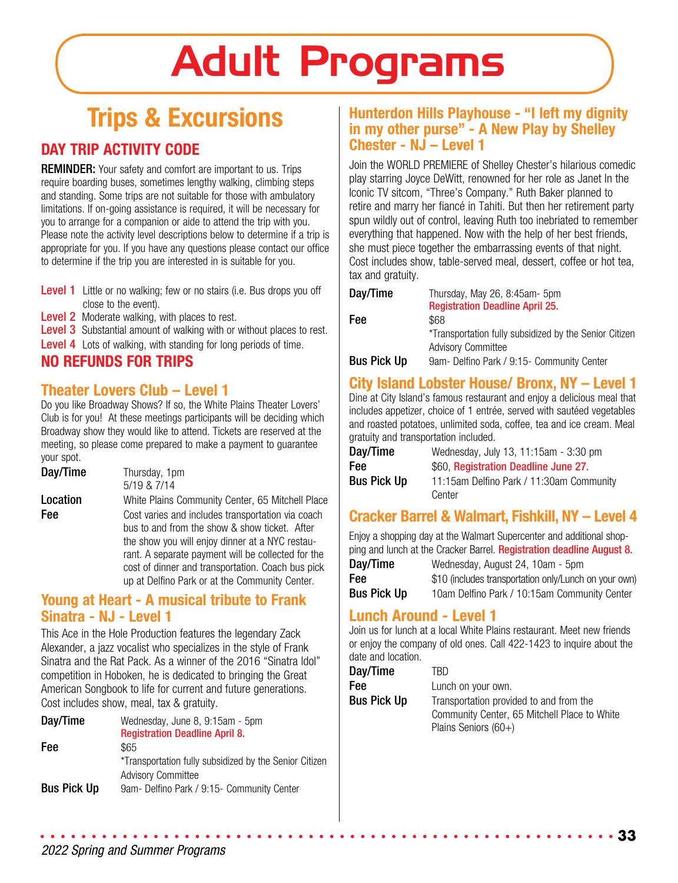// Adult Programs

## Trips & Excursions

### DAY TRIP ACTIVITY CODE

**REMINDER:** Your safety and comfort are important to us. Trips require boarding buses, sometimes lengthy walking, climbing steps and standing. Some trips are not suitable for those with ambulatory limitations. If on-going assistance is required, it will be necessary for you to arrange for a companion or aide to attend the trip with you. Please note the activity level descriptions below to determine if a trip is appropriate for you. If you have any questions please contact our office to determine if the trip you are interested in is suitable for you.

**Level 1** Little or no walking; few or no stairs (i.e. Bus drops you off close to the event).
**Level 2** Moderate walking, with places to rest.
**Level 3** Substantial amount of walking with or without places to rest.
**Level 4** Lots of walking, with standing for long periods of time.

### NO REFUNDS FOR TRIPS

### Theater Lovers Club – Level 1

Do you like Broadway Shows? If so, the White Plains Theater Lovers' Club is for you! At these meetings participants will be deciding which Broadway show they would like to attend. Tickets are reserved at the meeting, so please come prepared to make a payment to guarantee your spot.

| | |
|---|---|
| **Day/Time** | Thursday, 1pm<br>5/19 & 7/14 |
| **Location** | White Plains Community Center, 65 Mitchell Place |
| **Fee** | Cost varies and includes transportation via coach bus to and from the show & show ticket. After the show you will enjoy dinner at a NYC restaurant. A separate payment will be collected for the cost of dinner and transportation. Coach bus pick up at Delfino Park or at the Community Center. |

### Young at Heart - A musical tribute to Frank Sinatra - NJ - Level 1

This Ace in the Hole Production features the legendary Zack Alexander, a jazz vocalist who specializes in the style of Frank Sinatra and the Rat Pack. As a winner of the 2016 "Sinatra Idol" competition in Hoboken, he is dedicated to bringing the Great American Songbook to life for current and future generations. Cost includes show, meal, tax & gratuity.

| | |
|---|---|
| **Day/Time** | Wednesday, June 8, 9:15am - 5pm<br>Registration Deadline April 8. |
| **Fee** | $65<br>*Transportation fully subsidized by the Senior Citizen Advisory Committee |
| **Bus Pick Up** | 9am- Delfino Park / 9:15- Community Center |

### Hunterdon Hills Playhouse - "I left my dignity in my other purse" - A New Play by Shelley Chester - NJ – Level 1

Join the WORLD PREMIERE of Shelley Chester's hilarious comedic play starring Joyce DeWitt, renowned for her role as Janet In the Iconic TV sitcom, "Three's Company." Ruth Baker planned to retire and marry her fiancé in Tahiti. But then her retirement party spun wildly out of control, leaving Ruth too inebriated to remember everything that happened. Now with the help of her best friends, she must piece together the embarrassing events of that night. Cost includes show, table-served meal, dessert, coffee or hot tea, tax and gratuity.

| | |
|---|---|
| **Day/Time** | Thursday, May 26, 8:45am- 5pm<br>Registration Deadline April 25. |
| **Fee** | $68<br>*Transportation fully subsidized by the Senior Citizen Advisory Committee |
| **Bus Pick Up** | 9am- Delfino Park / 9:15- Community Center |

### City Island Lobster House/ Bronx, NY – Level 1

Dine at City Island's famous restaurant and enjoy a delicious meal that includes appetizer, choice of 1 entrée, served with sautéed vegetables and roasted potatoes, unlimited soda, coffee, tea and ice cream. Meal gratuity and transportation included.

| | |
|---|---|
| **Day/Time** | Wednesday, July 13, 11:15am - 3:30 pm |
| **Fee** | $60, Registration Deadline June 27. |
| **Bus Pick Up** | 11:15am Delfino Park / 11:30am Community Center |

### Cracker Barrel & Walmart, Fishkill, NY – Level 4

Enjoy a shopping day at the Walmart Supercenter and additional shopping and lunch at the Cracker Barrel. Registration deadline August 8.

| | |
|---|---|
| **Day/Time** | Wednesday, August 24, 10am - 5pm |
| **Fee** | $10 (includes transportation only/Lunch on your own) |
| **Bus Pick Up** | 10am Delfino Park / 10:15am Community Center |

### Lunch Around - Level 1

Join us for lunch at a local White Plains restaurant. Meet new friends or enjoy the company of old ones. Call 422-1423 to inquire about the date and location.

| | |
|---|---|
| **Day/Time** | TBD |
| **Fee** | Lunch on your own. |
| **Bus Pick Up** | Transportation provided to and from the Community Center, 65 Mitchell Place to White Plains Seniors (60+) |